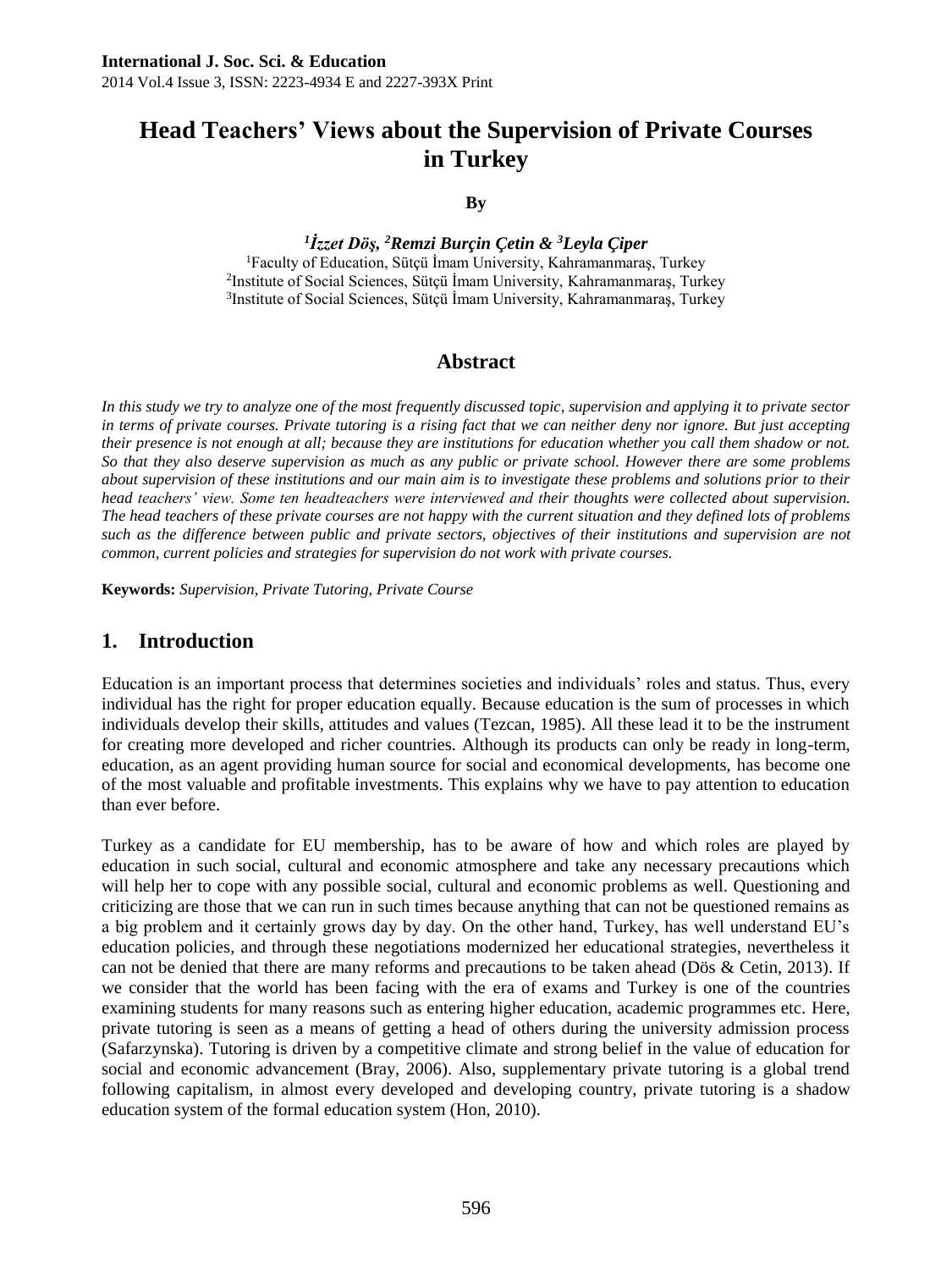# Head Teachers' Views about the Supervision of Private Courses in Turkey

**By**

***[1]İzzet Döş, [2]Remzi Burçin Çetin & [3]Leyla Çiper***

[1]Faculty of Education, Sütçü İmam University, Kahramanmaraş, Turkey
[2]Institute of Social Sciences, Sütçü İmam University, Kahramanmaraş, Turkey
[3]Institute of Social Sciences, Sütçü İmam University, Kahramanmaraş, Turkey

## Abstract

*In this study we try to analyze one of the most frequently discussed topic, supervision and applying it to private sector in terms of private courses. Private tutoring is a rising fact that we can neither deny nor ignore. But just accepting their presence is not enough at all; because they are institutions for education whether you call them shadow or not. So that they also deserve supervision as much as any public or private school. However there are some problems about supervision of these institutions and our main aim is to investigate these problems and solutions prior to their head teachers' view. Some ten headteachers were interviewed and their thoughts were collected about supervision. The head teachers of these private courses are not happy with the current situation and they defined lots of problems such as the difference between public and private sectors, objectives of their institutions and supervision are not common, current policies and strategies for supervision do not work with private courses.*

**Keywords:** *Supervision, Private Tutoring, Private Course*

## 1. Introduction

Education is an important process that determines societies and individuals' roles and status. Thus, every individual has the right for proper education equally. Because education is the sum of processes in which individuals develop their skills, attitudes and values (Tezcan, 1985). All these lead it to be the instrument for creating more developed and richer countries. Although its products can only be ready in long-term, education, as an agent providing human source for social and economical developments, has become one of the most valuable and profitable investments. This explains why we have to pay attention to education than ever before.

Turkey as a candidate for EU membership, has to be aware of how and which roles are played by education in such social, cultural and economic atmosphere and take any necessary precautions which will help her to cope with any possible social, cultural and economic problems as well. Questioning and criticizing are those that we can run in such times because anything that can not be questioned remains as a big problem and it certainly grows day by day. On the other hand, Turkey, has well understand EU's education policies, and through these negotiations modernized her educational strategies, nevertheless it can not be denied that there are many reforms and precautions to be taken ahead (Dös & Cetin, 2013). If we consider that the world has been facing with the era of exams and Turkey is one of the countries examining students for many reasons such as entering higher education, academic programmes etc. Here, private tutoring is seen as a means of getting a head of others during the university admission process (Safarzynska). Tutoring is driven by a competitive climate and strong belief in the value of education for social and economic advancement (Bray, 2006). Also, supplementary private tutoring is a global trend following capitalism, in almost every developed and developing country, private tutoring is a shadow education system of the formal education system (Hon, 2010).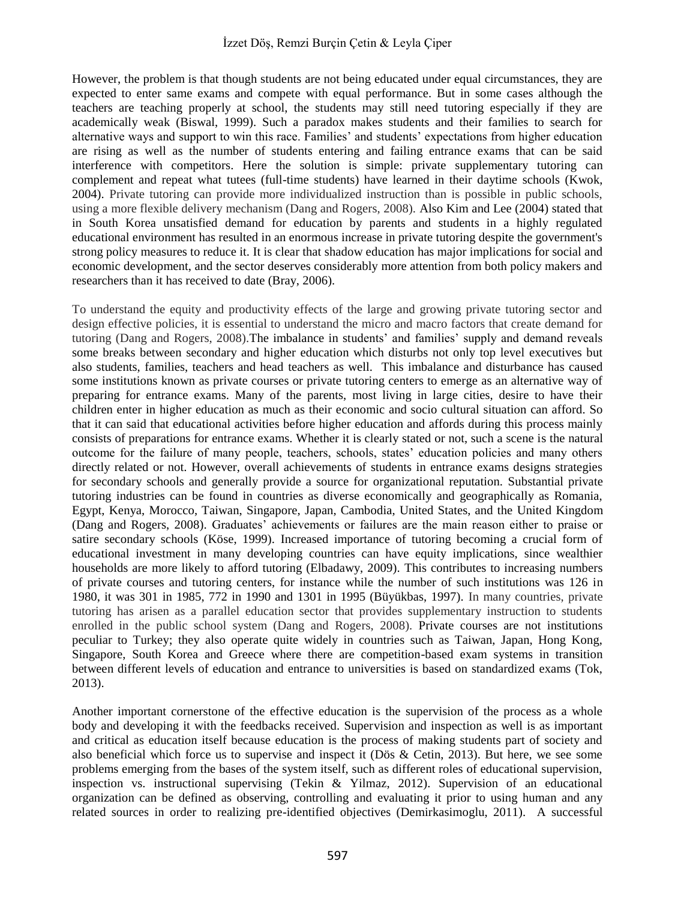However, the problem is that though students are not being educated under equal circumstances, they are expected to enter same exams and compete with equal performance. But in some cases although the teachers are teaching properly at school, the students may still need tutoring especially if they are academically weak (Biswal, 1999). Such a paradox makes students and their families to search for alternative ways and support to win this race. Families' and students' expectations from higher education are rising as well as the number of students entering and failing entrance exams that can be said interference with competitors. Here the solution is simple: private supplementary tutoring can complement and repeat what tutees (full-time students) have learned in their daytime schools (Kwok, 2004). Private tutoring can provide more individualized instruction than is possible in public schools, using a more flexible delivery mechanism (Dang and Rogers, 2008). Also Kim and Lee (2004) stated that in South Korea unsatisfied demand for education by parents and students in a highly regulated educational environment has resulted in an enormous increase in private tutoring despite the government's strong policy measures to reduce it. It is clear that shadow education has major implications for social and economic development, and the sector deserves considerably more attention from both policy makers and researchers than it has received to date (Bray, 2006).

To understand the equity and productivity effects of the large and growing private tutoring sector and design effective policies, it is essential to understand the micro and macro factors that create demand for tutoring (Dang and Rogers, 2008).The imbalance in students' and families' supply and demand reveals some breaks between secondary and higher education which disturbs not only top level executives but also students, families, teachers and head teachers as well. This imbalance and disturbance has caused some institutions known as private courses or private tutoring centers to emerge as an alternative way of preparing for entrance exams. Many of the parents, most living in large cities, desire to have their children enter in higher education as much as their economic and socio cultural situation can afford. So that it can said that educational activities before higher education and affords during this process mainly consists of preparations for entrance exams. Whether it is clearly stated or not, such a scene is the natural outcome for the failure of many people, teachers, schools, states' education policies and many others directly related or not. However, overall achievements of students in entrance exams designs strategies for secondary schools and generally provide a source for organizational reputation. Substantial private tutoring industries can be found in countries as diverse economically and geographically as Romania, Egypt, Kenya, Morocco, Taiwan, Singapore, Japan, Cambodia, United States, and the United Kingdom (Dang and Rogers, 2008). Graduates' achievements or failures are the main reason either to praise or satire secondary schools (Köse, 1999). Increased importance of tutoring becoming a crucial form of educational investment in many developing countries can have equity implications, since wealthier households are more likely to afford tutoring (Elbadawy, 2009). This contributes to increasing numbers of private courses and tutoring centers, for instance while the number of such institutions was 126 in 1980, it was 301 in 1985, 772 in 1990 and 1301 in 1995 (Büyükbas, 1997). In many countries, private tutoring has arisen as a parallel education sector that provides supplementary instruction to students enrolled in the public school system (Dang and Rogers, 2008). Private courses are not institutions peculiar to Turkey; they also operate quite widely in countries such as Taiwan, Japan, Hong Kong, Singapore, South Korea and Greece where there are competition-based exam systems in transition between different levels of education and entrance to universities is based on standardized exams (Tok, 2013).

Another important cornerstone of the effective education is the supervision of the process as a whole body and developing it with the feedbacks received. Supervision and inspection as well is as important and critical as education itself because education is the process of making students part of society and also beneficial which force us to supervise and inspect it (Dös & Cetin, 2013). But here, we see some problems emerging from the bases of the system itself, such as different roles of educational supervision, inspection vs. instructional supervising (Tekin & Yilmaz, 2012). Supervision of an educational organization can be defined as observing, controlling and evaluating it prior to using human and any related sources in order to realizing pre-identified objectives (Demirkasimoglu, 2011). A successful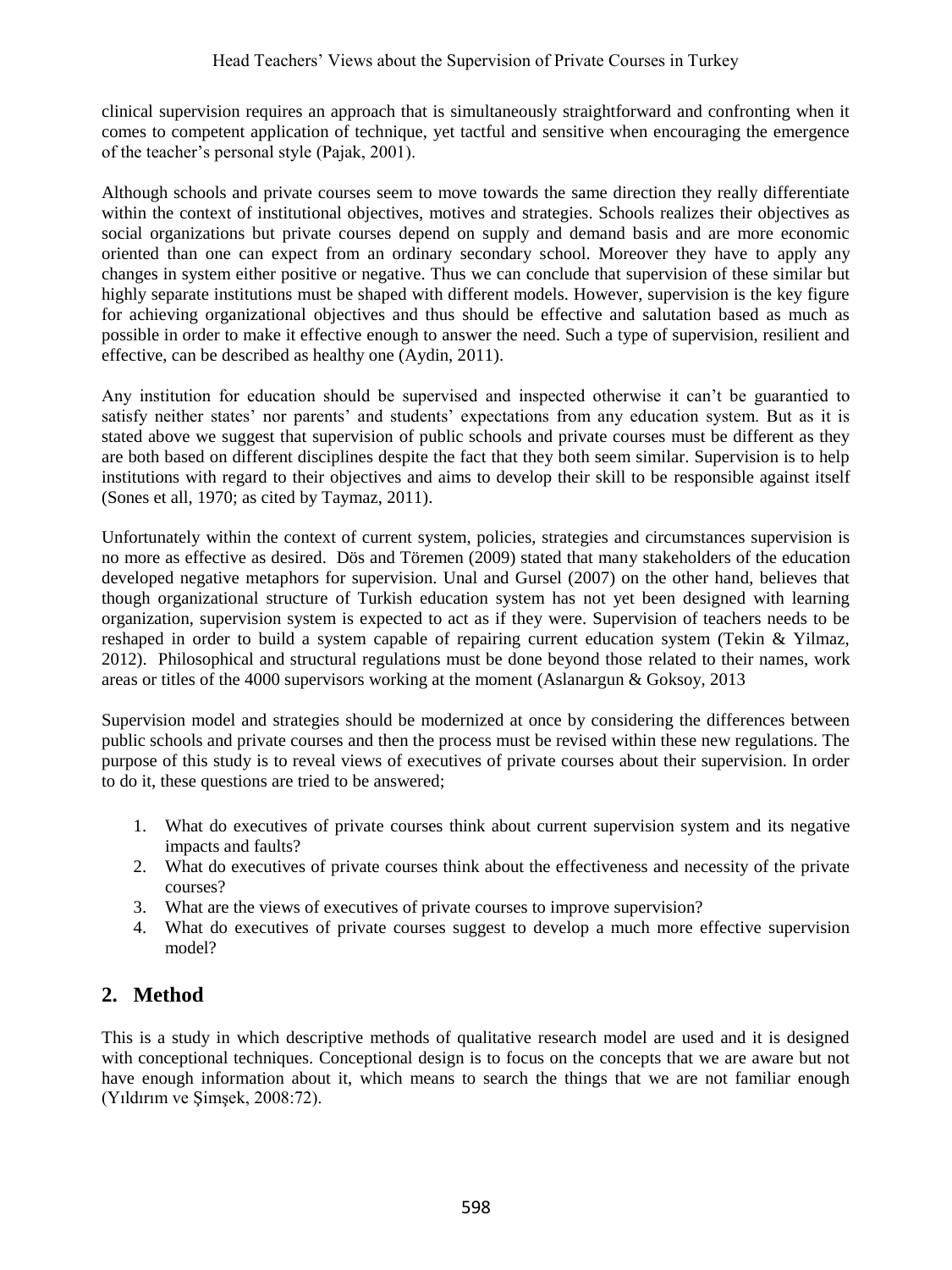clinical supervision requires an approach that is simultaneously straightforward and confronting when it comes to competent application of technique, yet tactful and sensitive when encouraging the emergence of the teacher's personal style (Pajak, 2001).

Although schools and private courses seem to move towards the same direction they really differentiate within the context of institutional objectives, motives and strategies. Schools realizes their objectives as social organizations but private courses depend on supply and demand basis and are more economic oriented than one can expect from an ordinary secondary school. Moreover they have to apply any changes in system either positive or negative. Thus we can conclude that supervision of these similar but highly separate institutions must be shaped with different models. However, supervision is the key figure for achieving organizational objectives and thus should be effective and salutation based as much as possible in order to make it effective enough to answer the need. Such a type of supervision, resilient and effective, can be described as healthy one (Aydin, 2011).

Any institution for education should be supervised and inspected otherwise it can't be guarantied to satisfy neither states' nor parents' and students' expectations from any education system. But as it is stated above we suggest that supervision of public schools and private courses must be different as they are both based on different disciplines despite the fact that they both seem similar. Supervision is to help institutions with regard to their objectives and aims to develop their skill to be responsible against itself (Sones et all, 1970; as cited by Taymaz, 2011).

Unfortunately within the context of current system, policies, strategies and circumstances supervision is no more as effective as desired. Dös and Töremen (2009) stated that many stakeholders of the education developed negative metaphors for supervision. Unal and Gursel (2007) on the other hand, believes that though organizational structure of Turkish education system has not yet been designed with learning organization, supervision system is expected to act as if they were. Supervision of teachers needs to be reshaped in order to build a system capable of repairing current education system (Tekin & Yilmaz, 2012). Philosophical and structural regulations must be done beyond those related to their names, work areas or titles of the 4000 supervisors working at the moment (Aslanargun & Goksoy, 2013

Supervision model and strategies should be modernized at once by considering the differences between public schools and private courses and then the process must be revised within these new regulations. The purpose of this study is to reveal views of executives of private courses about their supervision. In order to do it, these questions are tried to be answered;

1. What do executives of private courses think about current supervision system and its negative impacts and faults?
2. What do executives of private courses think about the effectiveness and necessity of the private courses?
3. What are the views of executives of private courses to improve supervision?
4. What do executives of private courses suggest to develop a much more effective supervision model?

## 2. Method

This is a study in which descriptive methods of qualitative research model are used and it is designed with conceptional techniques. Conceptional design is to focus on the concepts that we are aware but not have enough information about it, which means to search the things that we are not familiar enough (Yıldırım ve Şimşek, 2008:72).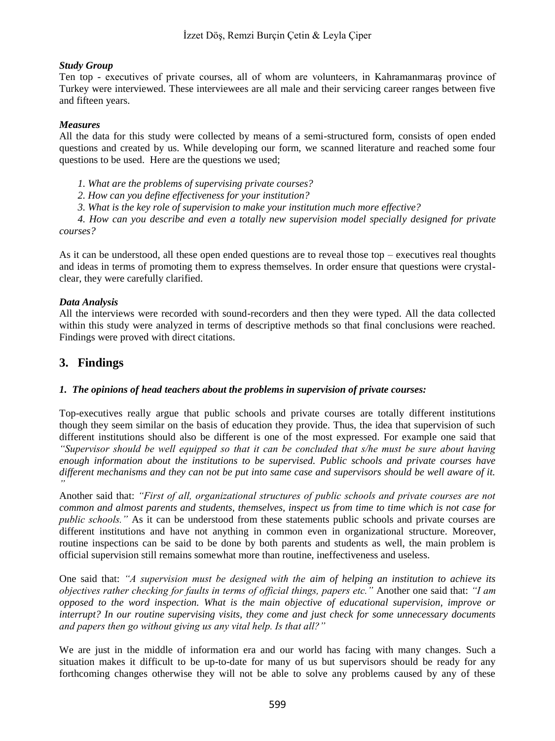### *Study Group*

Ten top - executives of private courses, all of whom are volunteers, in Kahramanmaraş province of Turkey were interviewed. These interviewees are all male and their servicing career ranges between five and fifteen years.

### *Measures*

All the data for this study were collected by means of a semi-structured form, consists of open ended questions and created by us. While developing our form, we scanned literature and reached some four questions to be used. Here are the questions we used;

*1. What are the problems of supervising private courses?*

*2. How can you define effectiveness for your institution?*

*3. What is the key role of supervision to make your institution much more effective?*

*4. How can you describe and even a totally new supervision model specially designed for private courses?*

As it can be understood, all these open ended questions are to reveal those top – executives real thoughts and ideas in terms of promoting them to express themselves. In order ensure that questions were crystal-clear, they were carefully clarified.

### *Data Analysis*

All the interviews were recorded with sound-recorders and then they were typed. All the data collected within this study were analyzed in terms of descriptive methods so that final conclusions were reached. Findings were proved with direct citations.

## 3. Findings

### *1. The opinions of head teachers about the problems in supervision of private courses:*

Top-executives really argue that public schools and private courses are totally different institutions though they seem similar on the basis of education they provide. Thus, the idea that supervision of such different institutions should also be different is one of the most expressed. For example one said that *"Supervisor should be well equipped so that it can be concluded that s/he must be sure about having enough information about the institutions to be supervised. Public schools and private courses have different mechanisms and they can not be put into same case and supervisors should be well aware of it. "*

Another said that: *"First of all, organizational structures of public schools and private courses are not common and almost parents and students, themselves, inspect us from time to time which is not case for public schools."* As it can be understood from these statements public schools and private courses are different institutions and have not anything in common even in organizational structure. Moreover, routine inspections can be said to be done by both parents and students as well, the main problem is official supervision still remains somewhat more than routine, ineffectiveness and useless.

One said that: *"A supervision must be designed with the aim of helping an institution to achieve its objectives rather checking for faults in terms of official things, papers etc."* Another one said that: *"I am opposed to the word inspection. What is the main objective of educational supervision, improve or interrupt? In our routine supervising visits, they come and just check for some unnecessary documents and papers then go without giving us any vital help. Is that all?"*

We are just in the middle of information era and our world has facing with many changes. Such a situation makes it difficult to be up-to-date for many of us but supervisors should be ready for any forthcoming changes otherwise they will not be able to solve any problems caused by any of these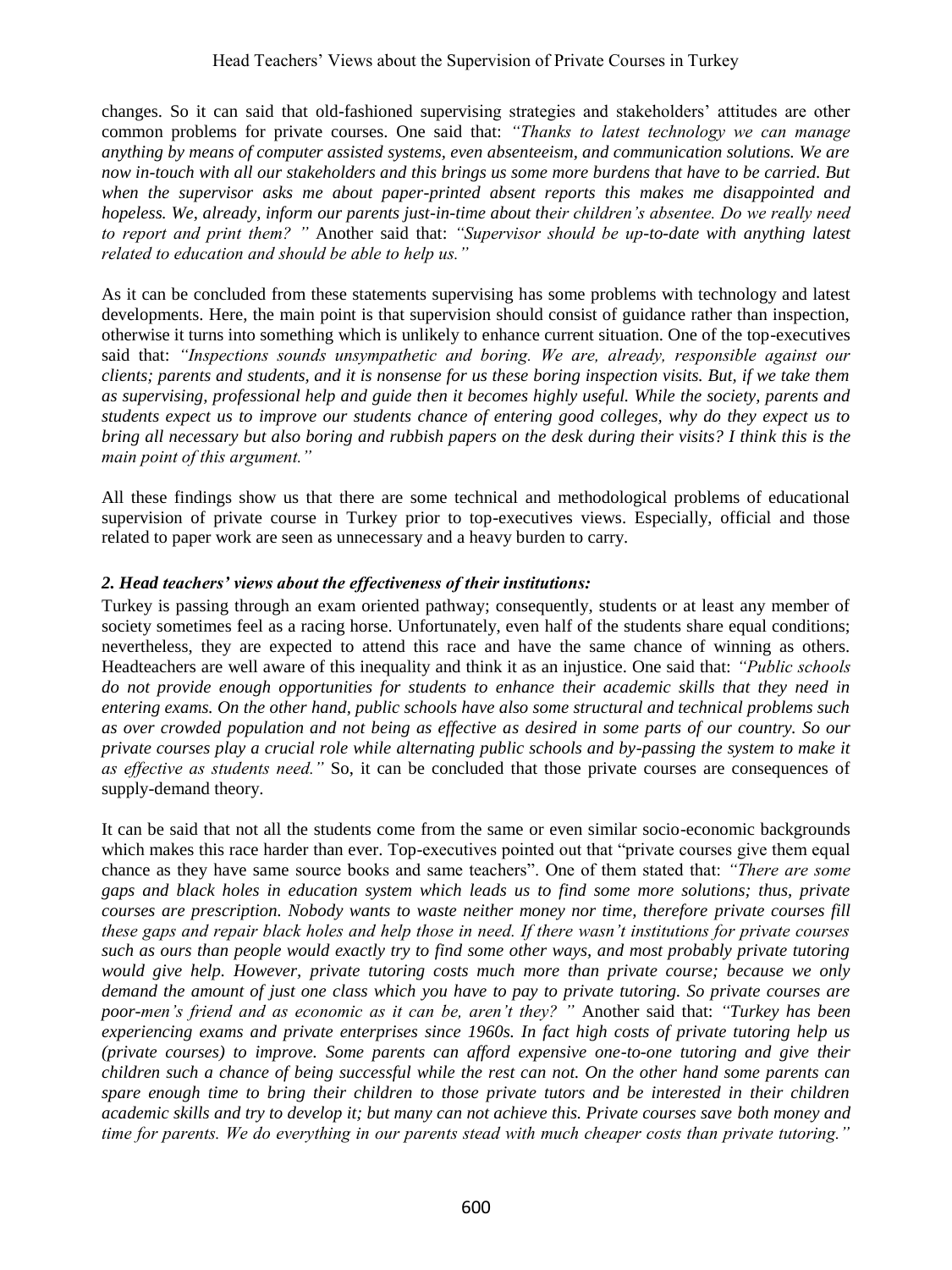changes. So it can said that old-fashioned supervising strategies and stakeholders' attitudes are other common problems for private courses. One said that: *"Thanks to latest technology we can manage anything by means of computer assisted systems, even absenteeism, and communication solutions. We are now in-touch with all our stakeholders and this brings us some more burdens that have to be carried. But when the supervisor asks me about paper-printed absent reports this makes me disappointed and hopeless. We, already, inform our parents just-in-time about their children's absentee. Do we really need to report and print them? "* Another said that: *"Supervisor should be up-to-date with anything latest related to education and should be able to help us."*

As it can be concluded from these statements supervising has some problems with technology and latest developments. Here, the main point is that supervision should consist of guidance rather than inspection, otherwise it turns into something which is unlikely to enhance current situation. One of the top-executives said that: *"Inspections sounds unsympathetic and boring. We are, already, responsible against our clients; parents and students, and it is nonsense for us these boring inspection visits. But, if we take them as supervising, professional help and guide then it becomes highly useful. While the society, parents and students expect us to improve our students chance of entering good colleges, why do they expect us to bring all necessary but also boring and rubbish papers on the desk during their visits? I think this is the main point of this argument."*

All these findings show us that there are some technical and methodological problems of educational supervision of private course in Turkey prior to top-executives views. Especially, official and those related to paper work are seen as unnecessary and a heavy burden to carry.

***2. Head teachers' views about the effectiveness of their institutions:***

Turkey is passing through an exam oriented pathway; consequently, students or at least any member of society sometimes feel as a racing horse. Unfortunately, even half of the students share equal conditions; nevertheless, they are expected to attend this race and have the same chance of winning as others. Headteachers are well aware of this inequality and think it as an injustice. One said that: *"Public schools do not provide enough opportunities for students to enhance their academic skills that they need in entering exams. On the other hand, public schools have also some structural and technical problems such as over crowded population and not being as effective as desired in some parts of our country. So our private courses play a crucial role while alternating public schools and by-passing the system to make it as effective as students need."* So, it can be concluded that those private courses are consequences of supply-demand theory.

It can be said that not all the students come from the same or even similar socio-economic backgrounds which makes this race harder than ever. Top-executives pointed out that "private courses give them equal chance as they have same source books and same teachers". One of them stated that: *"There are some gaps and black holes in education system which leads us to find some more solutions; thus, private courses are prescription. Nobody wants to waste neither money nor time, therefore private courses fill these gaps and repair black holes and help those in need. If there wasn't institutions for private courses such as ours than people would exactly try to find some other ways, and most probably private tutoring would give help. However, private tutoring costs much more than private course; because we only demand the amount of just one class which you have to pay to private tutoring. So private courses are poor-men's friend and as economic as it can be, aren't they? "* Another said that: *"Turkey has been experiencing exams and private enterprises since 1960s. In fact high costs of private tutoring help us (private courses) to improve. Some parents can afford expensive one-to-one tutoring and give their children such a chance of being successful while the rest can not. On the other hand some parents can spare enough time to bring their children to those private tutors and be interested in their children academic skills and try to develop it; but many can not achieve this. Private courses save both money and time for parents. We do everything in our parents stead with much cheaper costs than private tutoring."*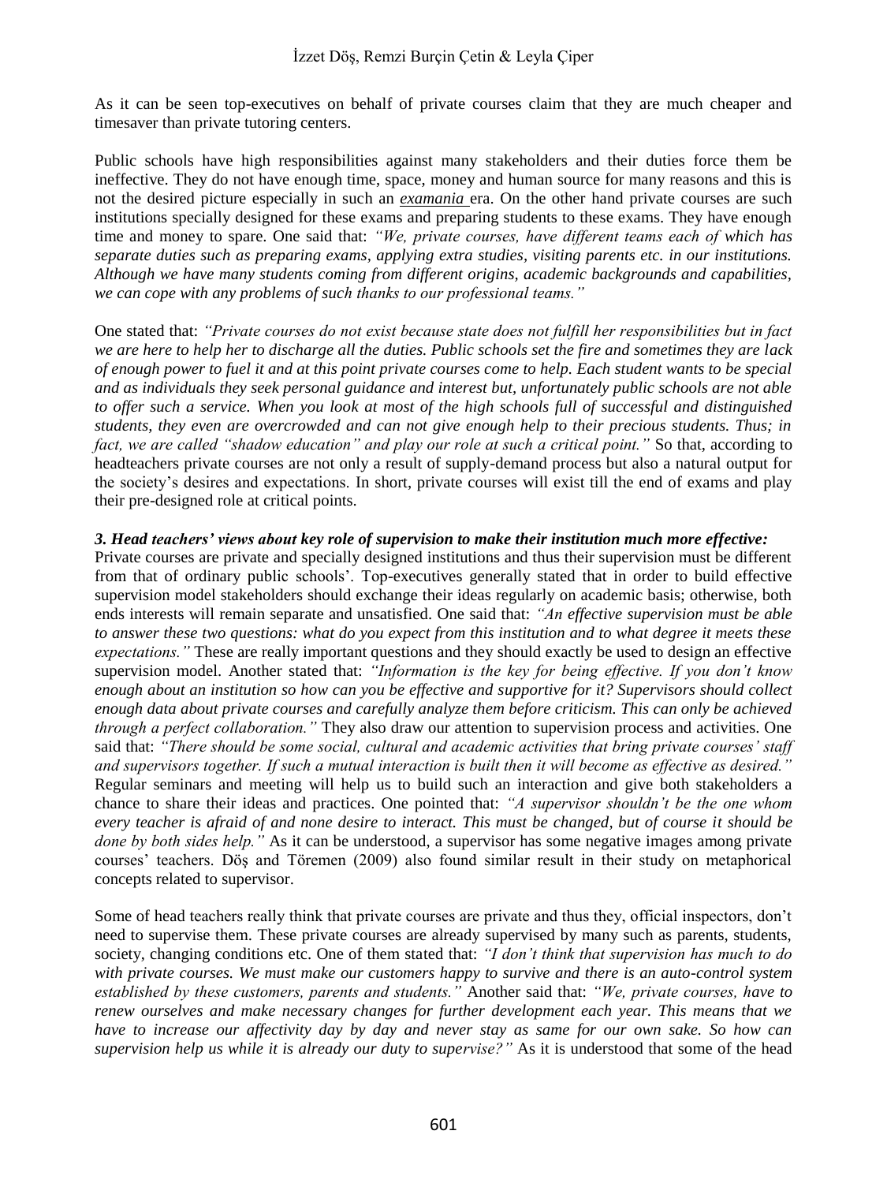As it can be seen top-executives on behalf of private courses claim that they are much cheaper and timesaver than private tutoring centers.

Public schools have high responsibilities against many stakeholders and their duties force them be ineffective. They do not have enough time, space, money and human source for many reasons and this is not the desired picture especially in such an *examania* era. On the other hand private courses are such institutions specially designed for these exams and preparing students to these exams. They have enough time and money to spare. One said that: *"We, private courses, have different teams each of which has separate duties such as preparing exams, applying extra studies, visiting parents etc. in our institutions. Although we have many students coming from different origins, academic backgrounds and capabilities, we can cope with any problems of such thanks to our professional teams."*

One stated that: *"Private courses do not exist because state does not fulfill her responsibilities but in fact we are here to help her to discharge all the duties. Public schools set the fire and sometimes they are lack of enough power to fuel it and at this point private courses come to help. Each student wants to be special and as individuals they seek personal guidance and interest but, unfortunately public schools are not able to offer such a service. When you look at most of the high schools full of successful and distinguished students, they even are overcrowded and can not give enough help to their precious students. Thus; in fact, we are called "shadow education" and play our role at such a critical point."* So that, according to headteachers private courses are not only a result of supply-demand process but also a natural output for the society's desires and expectations. In short, private courses will exist till the end of exams and play their pre-designed role at critical points.

***3. Head teachers' views about key role of supervision to make their institution much more effective:***

Private courses are private and specially designed institutions and thus their supervision must be different from that of ordinary public schools'. Top-executives generally stated that in order to build effective supervision model stakeholders should exchange their ideas regularly on academic basis; otherwise, both ends interests will remain separate and unsatisfied. One said that: *"An effective supervision must be able to answer these two questions: what do you expect from this institution and to what degree it meets these expectations."* These are really important questions and they should exactly be used to design an effective supervision model. Another stated that: *"Information is the key for being effective. If you don't know enough about an institution so how can you be effective and supportive for it? Supervisors should collect enough data about private courses and carefully analyze them before criticism. This can only be achieved through a perfect collaboration."* They also draw our attention to supervision process and activities. One said that: *"There should be some social, cultural and academic activities that bring private courses' staff and supervisors together. If such a mutual interaction is built then it will become as effective as desired."* Regular seminars and meeting will help us to build such an interaction and give both stakeholders a chance to share their ideas and practices. One pointed that: *"A supervisor shouldn't be the one whom every teacher is afraid of and none desire to interact. This must be changed, but of course it should be done by both sides help."* As it can be understood, a supervisor has some negative images among private courses' teachers. Döş and Töremen (2009) also found similar result in their study on metaphorical concepts related to supervisor.

Some of head teachers really think that private courses are private and thus they, official inspectors, don't need to supervise them. These private courses are already supervised by many such as parents, students, society, changing conditions etc. One of them stated that: *"I don't think that supervision has much to do with private courses. We must make our customers happy to survive and there is an auto-control system established by these customers, parents and students."* Another said that: *"We, private courses, have to renew ourselves and make necessary changes for further development each year. This means that we have to increase our affectivity day by day and never stay as same for our own sake. So how can supervision help us while it is already our duty to supervise?"* As it is understood that some of the head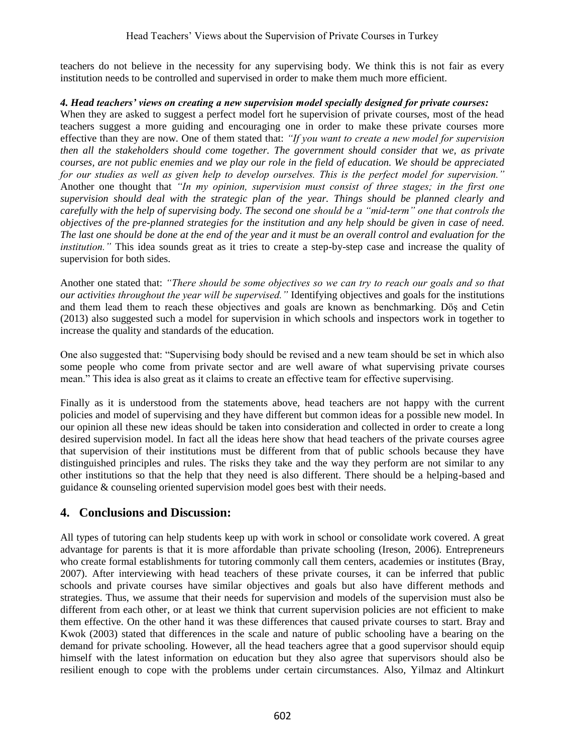teachers do not believe in the necessity for any supervising body. We think this is not fair as every institution needs to be controlled and supervised in order to make them much more efficient.

***4. Head teachers' views on creating a new supervision model specially designed for private courses:***

When they are asked to suggest a perfect model fort he supervision of private courses, most of the head teachers suggest a more guiding and encouraging one in order to make these private courses more effective than they are now. One of them stated that: *"If you want to create a new model for supervision then all the stakeholders should come together. The government should consider that we, as private courses, are not public enemies and we play our role in the field of education. We should be appreciated for our studies as well as given help to develop ourselves. This is the perfect model for supervision."* Another one thought that *"In my opinion, supervision must consist of three stages; in the first one supervision should deal with the strategic plan of the year. Things should be planned clearly and carefully with the help of supervising body. The second one should be a "mid-term" one that controls the objectives of the pre-planned strategies for the institution and any help should be given in case of need. The last one should be done at the end of the year and it must be an overall control and evaluation for the institution."* This idea sounds great as it tries to create a step-by-step case and increase the quality of supervision for both sides.

Another one stated that: *"There should be some objectives so we can try to reach our goals and so that our activities throughout the year will be supervised."* Identifying objectives and goals for the institutions and them lead them to reach these objectives and goals are known as benchmarking. Döş and Cetin (2013) also suggested such a model for supervision in which schools and inspectors work in together to increase the quality and standards of the education.

One also suggested that: "Supervising body should be revised and a new team should be set in which also some people who come from private sector and are well aware of what supervising private courses mean." This idea is also great as it claims to create an effective team for effective supervising.

Finally as it is understood from the statements above, head teachers are not happy with the current policies and model of supervising and they have different but common ideas for a possible new model. In our opinion all these new ideas should be taken into consideration and collected in order to create a long desired supervision model. In fact all the ideas here show that head teachers of the private courses agree that supervision of their institutions must be different from that of public schools because they have distinguished principles and rules. The risks they take and the way they perform are not similar to any other institutions so that the help that they need is also different. There should be a helping-based and guidance & counseling oriented supervision model goes best with their needs.

## 4. Conclusions and Discussion:

All types of tutoring can help students keep up with work in school or consolidate work covered. A great advantage for parents is that it is more affordable than private schooling (Ireson, 2006). Entrepreneurs who create formal establishments for tutoring commonly call them centers, academies or institutes (Bray, 2007). After interviewing with head teachers of these private courses, it can be inferred that public schools and private courses have similar objectives and goals but also have different methods and strategies. Thus, we assume that their needs for supervision and models of the supervision must also be different from each other, or at least we think that current supervision policies are not efficient to make them effective. On the other hand it was these differences that caused private courses to start. Bray and Kwok (2003) stated that differences in the scale and nature of public schooling have a bearing on the demand for private schooling. However, all the head teachers agree that a good supervisor should equip himself with the latest information on education but they also agree that supervisors should also be resilient enough to cope with the problems under certain circumstances. Also, Yilmaz and Altinkurt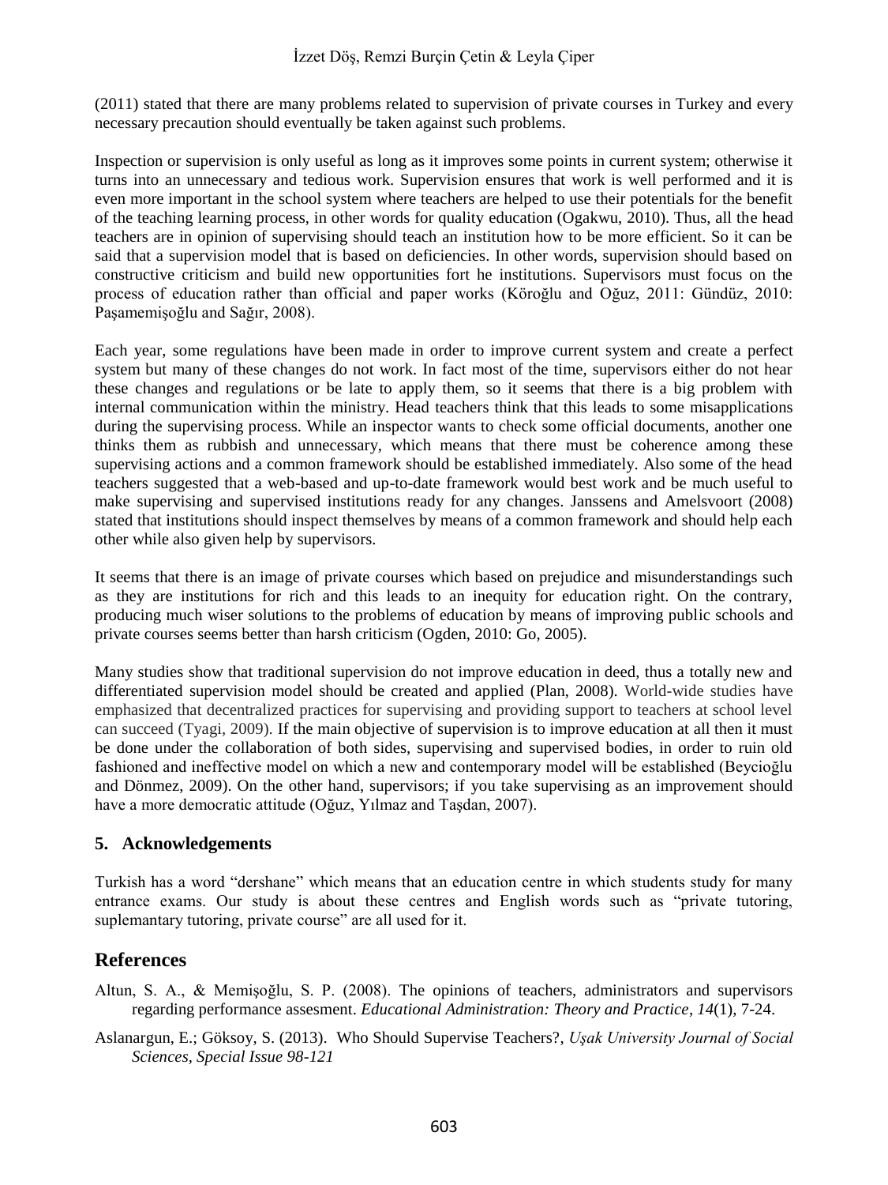(2011) stated that there are many problems related to supervision of private courses in Turkey and every necessary precaution should eventually be taken against such problems.

Inspection or supervision is only useful as long as it improves some points in current system; otherwise it turns into an unnecessary and tedious work. Supervision ensures that work is well performed and it is even more important in the school system where teachers are helped to use their potentials for the benefit of the teaching learning process, in other words for quality education (Ogakwu, 2010). Thus, all the head teachers are in opinion of supervising should teach an institution how to be more efficient. So it can be said that a supervision model that is based on deficiencies. In other words, supervision should based on constructive criticism and build new opportunities fort he institutions. Supervisors must focus on the process of education rather than official and paper works (Köroğlu and Oğuz, 2011: Gündüz, 2010: Paşamemişoğlu and Sağır, 2008).

Each year, some regulations have been made in order to improve current system and create a perfect system but many of these changes do not work. In fact most of the time, supervisors either do not hear these changes and regulations or be late to apply them, so it seems that there is a big problem with internal communication within the ministry. Head teachers think that this leads to some misapplications during the supervising process. While an inspector wants to check some official documents, another one thinks them as rubbish and unnecessary, which means that there must be coherence among these supervising actions and a common framework should be established immediately. Also some of the head teachers suggested that a web-based and up-to-date framework would best work and be much useful to make supervising and supervised institutions ready for any changes. Janssens and Amelsvoort (2008) stated that institutions should inspect themselves by means of a common framework and should help each other while also given help by supervisors.

It seems that there is an image of private courses which based on prejudice and misunderstandings such as they are institutions for rich and this leads to an inequity for education right. On the contrary, producing much wiser solutions to the problems of education by means of improving public schools and private courses seems better than harsh criticism (Ogden, 2010: Go, 2005).

Many studies show that traditional supervision do not improve education in deed, thus a totally new and differentiated supervision model should be created and applied (Plan, 2008). World-wide studies have emphasized that decentralized practices for supervising and providing support to teachers at school level can succeed (Tyagi, 2009). If the main objective of supervision is to improve education at all then it must be done under the collaboration of both sides, supervising and supervised bodies, in order to ruin old fashioned and ineffective model on which a new and contemporary model will be established (Beycioğlu and Dönmez, 2009). On the other hand, supervisors; if you take supervising as an improvement should have a more democratic attitude (Oğuz, Yılmaz and Taşdan, 2007).

## 5. Acknowledgements

Turkish has a word "dershane" which means that an education centre in which students study for many entrance exams. Our study is about these centres and English words such as "private tutoring, suplemantary tutoring, private course" are all used for it.

## References

Altun, S. A., & Memişoğlu, S. P. (2008). The opinions of teachers, administrators and supervisors regarding performance assesment. *Educational Administration: Theory and Practice*, *14*(1), 7-24.

Aslanargun, E.; Göksoy, S. (2013). Who Should Supervise Teachers?, *Uşak University Journal of Social Sciences, Special Issue 98-121*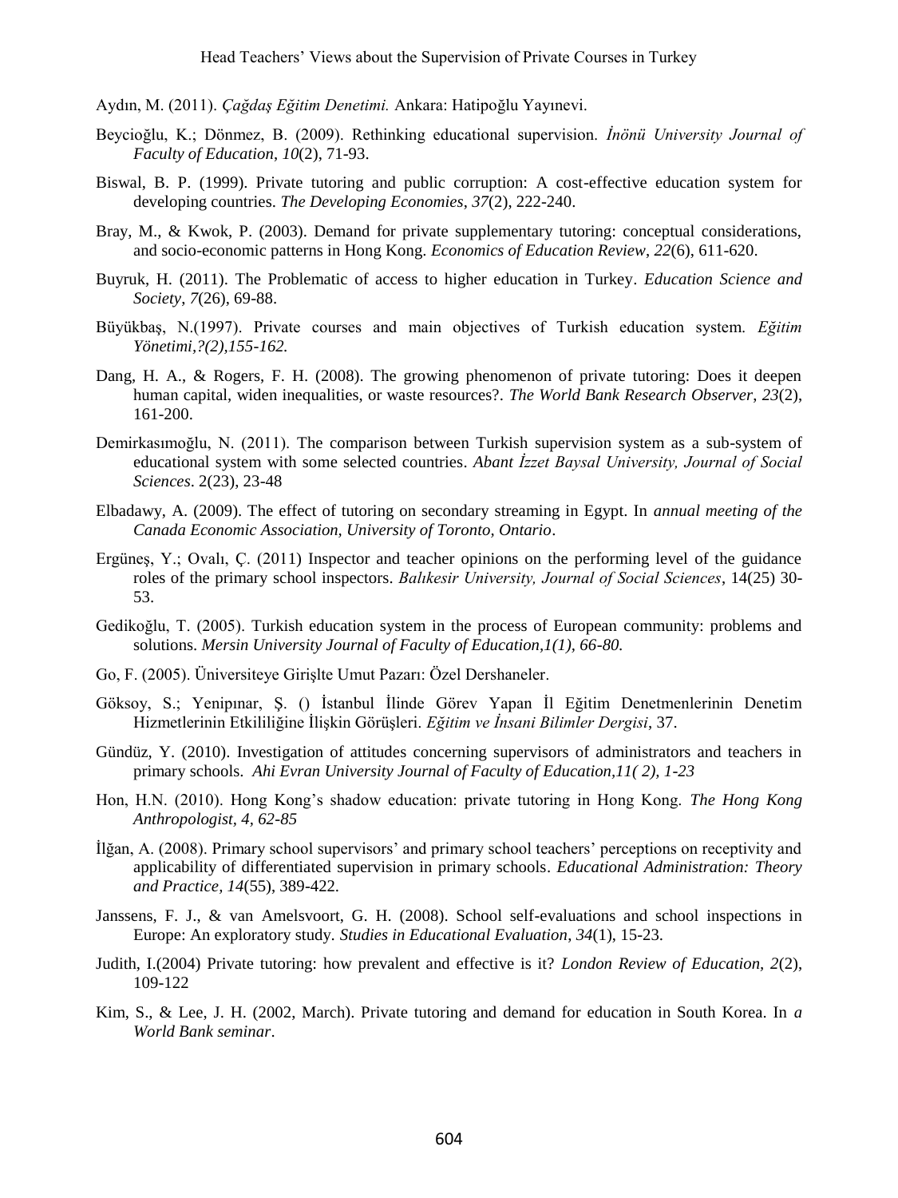Aydın, M. (2011). *Çağdaş Eğitim Denetimi.* Ankara: Hatipoğlu Yayınevi.

Beycioğlu, K.; Dönmez, B. (2009). Rethinking educational supervision. *İnönü University Journal of Faculty of Education*, *10*(2), 71-93.

Biswal, B. P. (1999). Private tutoring and public corruption: A cost-effective education system for developing countries. *The Developing Economies*, *37*(2), 222-240.

Bray, M., & Kwok, P. (2003). Demand for private supplementary tutoring: conceptual considerations, and socio-economic patterns in Hong Kong. *Economics of Education Review*, *22*(6), 611-620.

Buyruk, H. (2011). The Problematic of access to higher education in Turkey. *Education Science and Society*, *7*(26), 69-88.

Büyükbaş, N.(1997). Private courses and main objectives of Turkish education system. *Eğitim Yönetimi,?(2),155-162.*

Dang, H. A., & Rogers, F. H. (2008). The growing phenomenon of private tutoring: Does it deepen human capital, widen inequalities, or waste resources?. *The World Bank Research Observer*, *23*(2), 161-200.

Demirkasımoğlu, N. (2011). The comparison between Turkish supervision system as a sub-system of educational system with some selected countries. *Abant İzzet Baysal University, Journal of Social Sciences*. 2(23), 23-48

Elbadawy, A. (2009). The effect of tutoring on secondary streaming in Egypt. In *annual meeting of the Canada Economic Association, University of Toronto, Ontario*.

Ergüneş, Y.; Ovalı, Ç. (2011) Inspector and teacher opinions on the performing level of the guidance roles of the primary school inspectors. *Balıkesir University, Journal of Social Sciences*, 14(25) 30-53.

Gedikoğlu, T. (2005). Turkish education system in the process of European community: problems and solutions. *Mersin University Journal of Faculty of Education,1(1), 66-80.*

Go, F. (2005). Üniversiteye Girişlte Umut Pazarı: Özel Dershaneler.

Göksoy, S.; Yenipınar, Ş. () İstanbul İlinde Görev Yapan İl Eğitim Denetmenlerinin Denetim Hizmetlerinin Etkililiğine İlişkin Görüşleri. *Eğitim ve İnsani Bilimler Dergisi*, 37.

Gündüz, Y. (2010). Investigation of attitudes concerning supervisors of administrators and teachers in primary schools. *Ahi Evran University Journal of Faculty of Education,11( 2), 1-23*

Hon, H.N. (2010). Hong Kong's shadow education: private tutoring in Hong Kong. *The Hong Kong Anthropologist, 4, 62-85*

İlğan, A. (2008). Primary school supervisors' and primary school teachers' perceptions on receptivity and applicability of differentiated supervision in primary schools. *Educational Administration: Theory and Practice*, *14*(55), 389-422.

Janssens, F. J., & van Amelsvoort, G. H. (2008). School self-evaluations and school inspections in Europe: An exploratory study. *Studies in Educational Evaluation*, *34*(1), 15-23.

Judith, I.(2004) Private tutoring: how prevalent and effective is it? *London Review of Education, 2*(2), 109-122

Kim, S., & Lee, J. H. (2002, March). Private tutoring and demand for education in South Korea. In *a World Bank seminar*.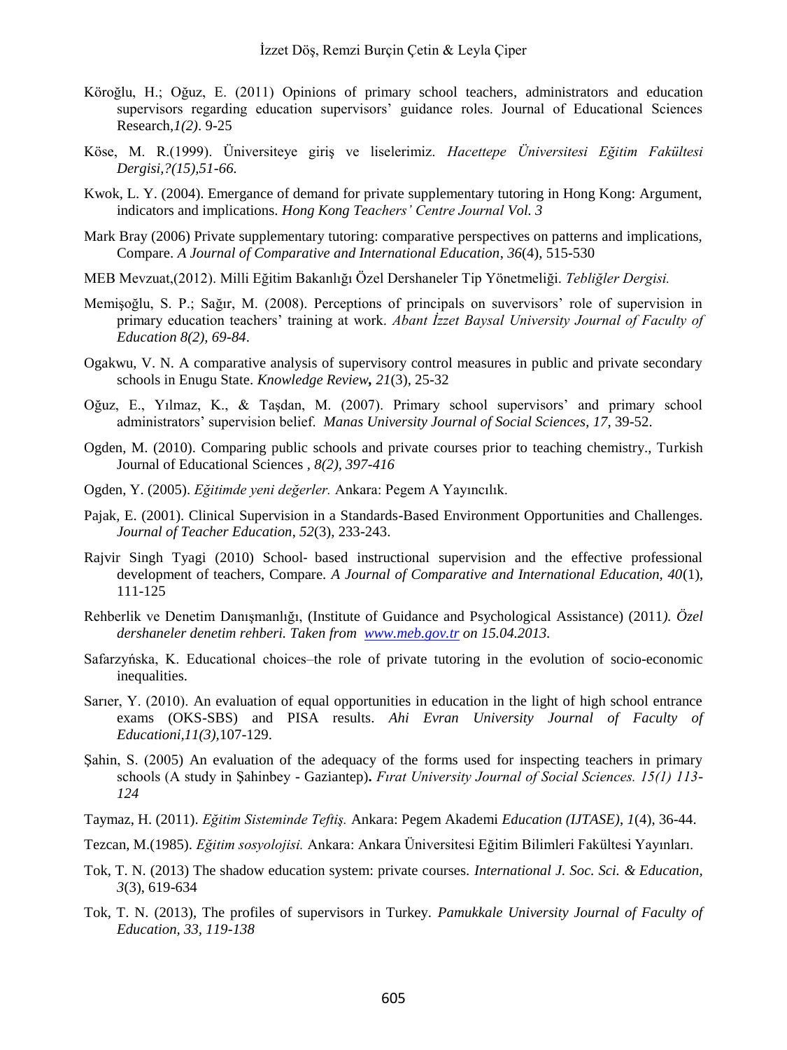Köroğlu, H.; Oğuz, E. (2011) Opinions of primary school teachers, administrators and education supervisors regarding education supervisors' guidance roles. Journal of Educational Sciences Research,*1(2)*. 9-25

Köse, M. R.(1999). Üniversiteye giriş ve liselerimiz. *Hacettepe Üniversitesi Eğitim Fakültesi Dergisi,?(15),51-66.*

Kwok, L. Y. (2004). Emergance of demand for private supplementary tutoring in Hong Kong: Argument, indicators and implications. *Hong Kong Teachers' Centre Journal Vol. 3*

Mark Bray (2006) Private supplementary tutoring: comparative perspectives on patterns and implications, Compare. *A Journal of Comparative and International Education*, *36*(4), 515-530

MEB Mevzuat,(2012). Milli Eğitim Bakanlığı Özel Dershaneler Tip Yönetmeliği. *Tebliğler Dergisi.*

Memişoğlu, S. P.; Sağır, M. (2008). Perceptions of principals on suvervisors' role of supervision in primary education teachers' training at work. *Abant İzzet Baysal University Journal of Faculty of Education 8(2), 69-84.*

Ogakwu, V. N. A comparative analysis of supervisory control measures in public and private secondary schools in Enugu State. *Knowledge Review,* *21*(3), 25-32

Oğuz, E., Yılmaz, K., & Taşdan, M. (2007). Primary school supervisors' and primary school administrators' supervision belief. *Manas University Journal of Social Sciences*, *17*, 39-52.

Ogden, M. (2010). Comparing public schools and private courses prior to teaching chemistry., Turkish Journal of Educational Sciences , *8(2), 397-416*

Ogden, Y. (2005). *Eğitimde yeni değerler.* Ankara: Pegem A Yayıncılık.

Pajak, E. (2001). Clinical Supervision in a Standards-Based Environment Opportunities and Challenges. *Journal of Teacher Education*, *52*(3), 233-243.

Rajvir Singh Tyagi (2010) School- based instructional supervision and the effective professional development of teachers, Compare. *A Journal of Comparative and International Education, 40*(1), 111-125

Rehberlik ve Denetim Danışmanlığı, (Institute of Guidance and Psychological Assistance) (2011*). Özel dershaneler denetim rehberi. Taken from www.meb.gov.tr on 15.04.2013.*

Safarzyńska, K. Educational choices–the role of private tutoring in the evolution of socio-economic inequalities.

Sarıer, Y. (2010). An evaluation of equal opportunities in education in the light of high school entrance exams (OKS-SBS) and PISA results. *Ahi Evran University Journal of Faculty of Educationi,11(3),*107-129.

Şahin, S. (2005) An evaluation of the adequacy of the forms used for inspecting teachers in primary schools (A study in Şahinbey - Gaziantep)**.** *Fırat University Journal of Social Sciences. 15(1) 113-124*

Taymaz, H. (2011). *Eğitim Sisteminde Teftiş.* Ankara: Pegem Akademi *Education (IJTASE)*, *1*(4), 36-44.

Tezcan, M.(1985). *Eğitim sosyolojisi.* Ankara: Ankara Üniversitesi Eğitim Bilimleri Fakültesi Yayınları.

Tok, T. N. (2013) The shadow education system: private courses. *International J. Soc. Sci. & Education, 3*(3), 619-634

Tok, T. N. (2013), The profiles of supervisors in Turkey. *Pamukkale University Journal of Faculty of Education, 33, 119-138*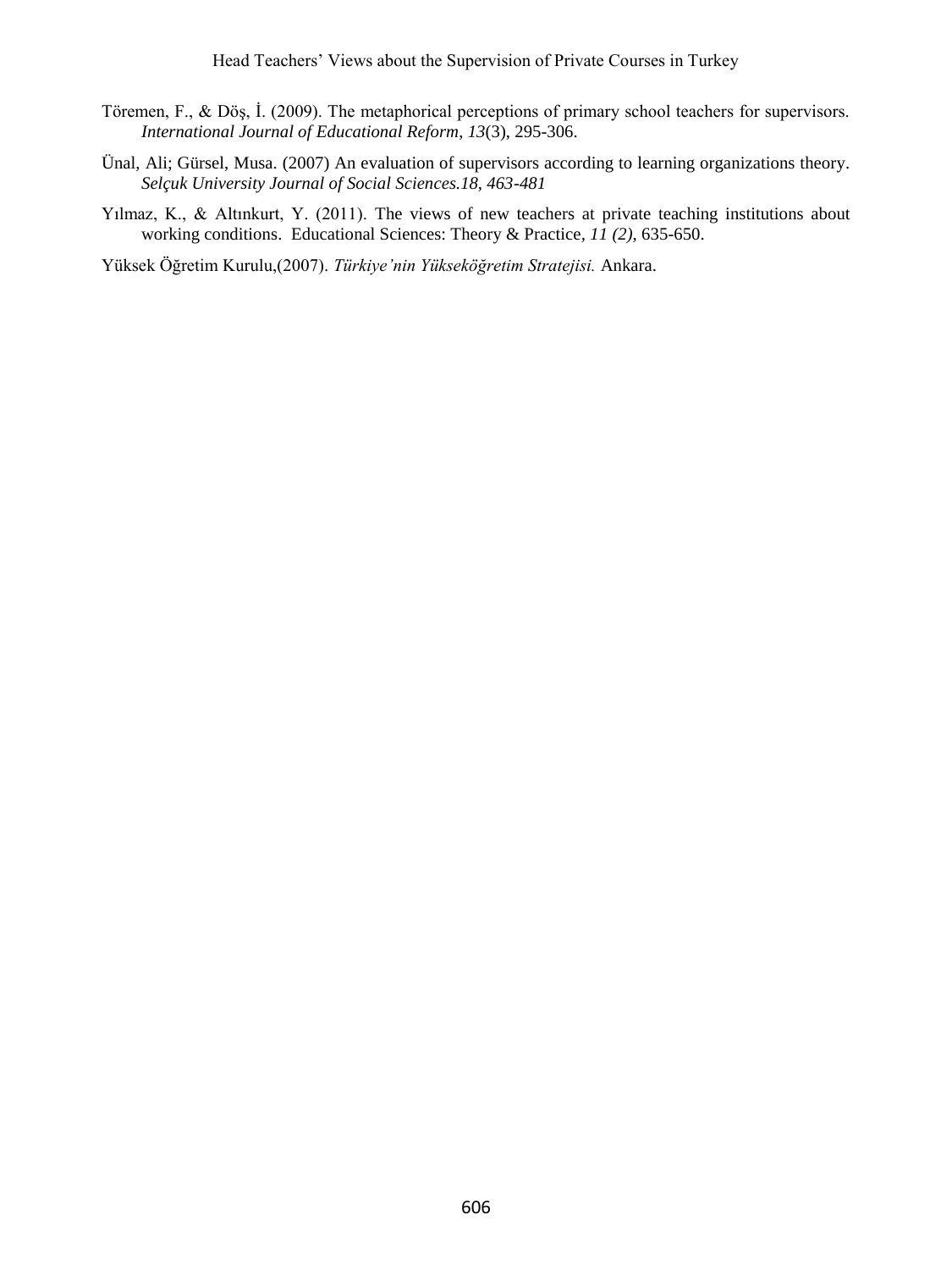Töremen, F., & Döş, İ. (2009). The metaphorical perceptions of primary school teachers for supervisors. *International Journal of Educational Reform*, *13*(3), 295-306.

Ünal, Ali; Gürsel, Musa. (2007) An evaluation of supervisors according to learning organizations theory. *Selçuk University Journal of Social Sciences.18, 463-481*

Yılmaz, K., & Altınkurt, Y. (2011). The views of new teachers at private teaching institutions about working conditions. Educational Sciences: Theory & Practice, *11 (2)*, 635-650.

Yüksek Öğretim Kurulu,(2007). *Türkiye'nin Yükseköğretim Stratejisi.* Ankara.